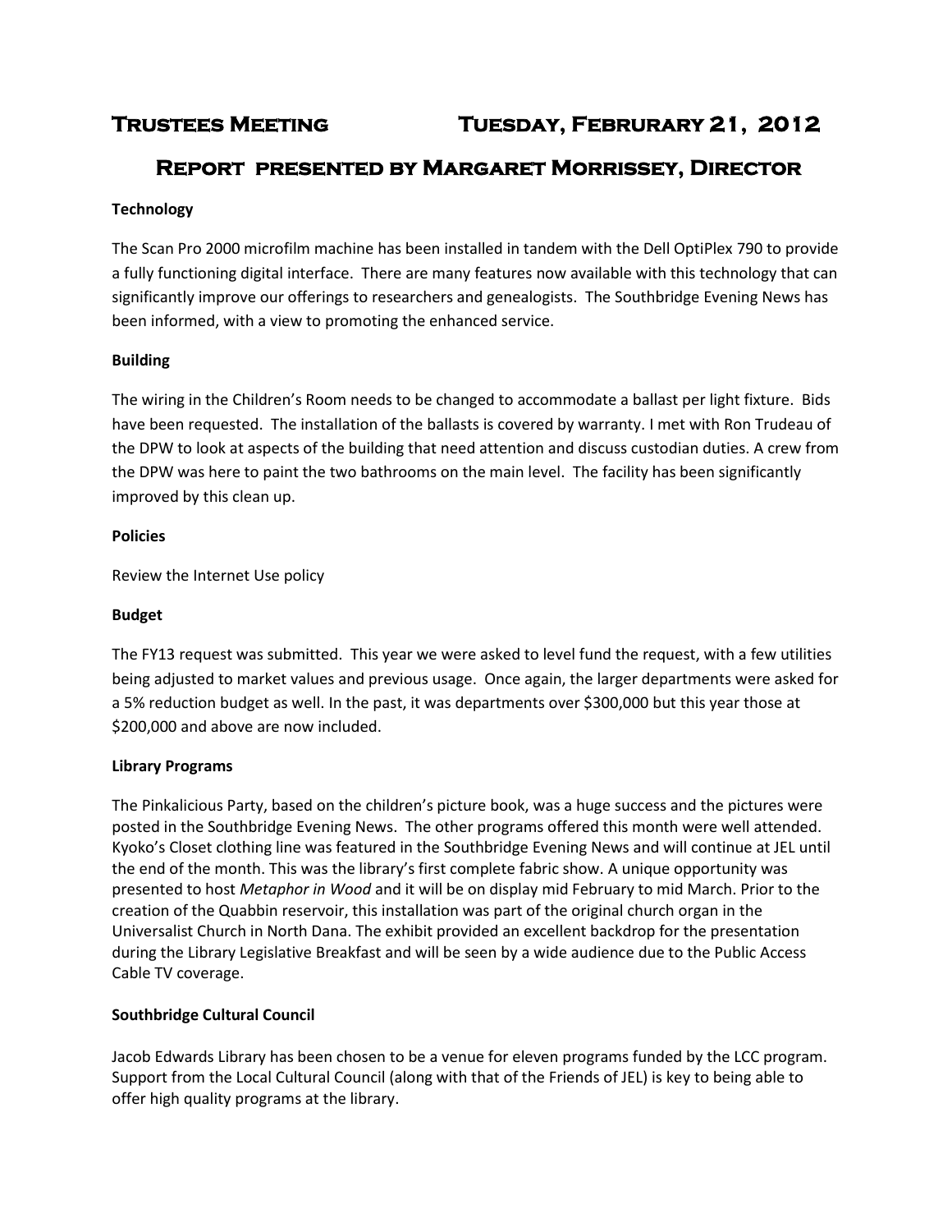# Trustees Meeting Tuesday, Februrary 21, 2012

## Report presented by Margaret Morrissey, Director

**Technology**

The Scan Pro 2000 microfilm machine has been installed in tandem with the Dell OptiPlex 790 to provide a fully functioning digital interface. There are many features now available with this technology that can significantly improve our offerings to researchers and genealogists. The Southbridge Evening News has been informed, with a view to promoting the enhanced service.

**Building**

The wiring in the Children's Room needs to be changed to accommodate a ballast per light fixture. Bids have been requested. The installation of the ballasts is covered by warranty. I met with Ron Trudeau of the DPW to look at aspects of the building that need attention and discuss custodian duties. A crew from the DPW was here to paint the two bathrooms on the main level. The facility has been significantly improved by this clean up.

**Policies**

Review the Internet Use policy

**Budget**

The FY13 request was submitted. This year we were asked to level fund the request, with a few utilities being adjusted to market values and previous usage. Once again, the larger departments were asked for a 5% reduction budget as well. In the past, it was departments over $300,000 but this year those at $200,000 and above are now included.

**Library Programs**

The Pinkalicious Party, based on the children's picture book, was a huge success and the pictures were posted in the Southbridge Evening News. The other programs offered this month were well attended. Kyoko's Closet clothing line was featured in the Southbridge Evening News and will continue at JEL until the end of the month. This was the library's first complete fabric show. A unique opportunity was presented to host *Metaphor in Wood* and it will be on display mid February to mid March. Prior to the creation of the Quabbin reservoir, this installation was part of the original church organ in the Universalist Church in North Dana. The exhibit provided an excellent backdrop for the presentation during the Library Legislative Breakfast and will be seen by a wide audience due to the Public Access Cable TV coverage.

**Southbridge Cultural Council**

Jacob Edwards Library has been chosen to be a venue for eleven programs funded by the LCC program. Support from the Local Cultural Council (along with that of the Friends of JEL) is key to being able to offer high quality programs at the library.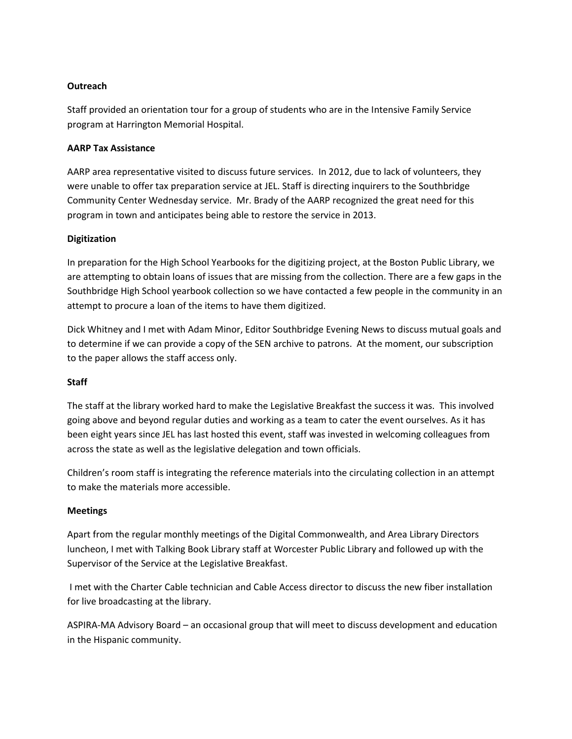**Outreach**

Staff provided an orientation tour for a group of students who are in the Intensive Family Service program at Harrington Memorial Hospital.

**AARP Tax Assistance**

AARP area representative visited to discuss future services. In 2012, due to lack of volunteers, they were unable to offer tax preparation service at JEL. Staff is directing inquirers to the Southbridge Community Center Wednesday service. Mr. Brady of the AARP recognized the great need for this program in town and anticipates being able to restore the service in 2013.

**Digitization**

In preparation for the High School Yearbooks for the digitizing project, at the Boston Public Library, we are attempting to obtain loans of issues that are missing from the collection. There are a few gaps in the Southbridge High School yearbook collection so we have contacted a few people in the community in an attempt to procure a loan of the items to have them digitized.

Dick Whitney and I met with Adam Minor, Editor Southbridge Evening News to discuss mutual goals and to determine if we can provide a copy of the SEN archive to patrons. At the moment, our subscription to the paper allows the staff access only.

**Staff**

The staff at the library worked hard to make the Legislative Breakfast the success it was. This involved going above and beyond regular duties and working as a team to cater the event ourselves. As it has been eight years since JEL has last hosted this event, staff was invested in welcoming colleagues from across the state as well as the legislative delegation and town officials.

Children's room staff is integrating the reference materials into the circulating collection in an attempt to make the materials more accessible.

**Meetings**

Apart from the regular monthly meetings of the Digital Commonwealth, and Area Library Directors luncheon, I met with Talking Book Library staff at Worcester Public Library and followed up with the Supervisor of the Service at the Legislative Breakfast.

I met with the Charter Cable technician and Cable Access director to discuss the new fiber installation for live broadcasting at the library.

ASPIRA-MA Advisory Board – an occasional group that will meet to discuss development and education in the Hispanic community.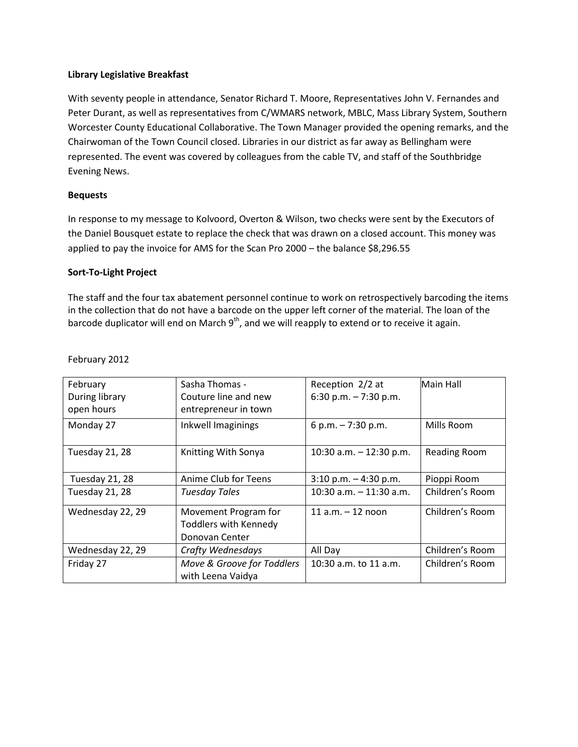**Library Legislative Breakfast**

With seventy people in attendance, Senator Richard T. Moore, Representatives John V. Fernandes and Peter Durant, as well as representatives from C/WMARS network, MBLC, Mass Library System, Southern Worcester County Educational Collaborative. The Town Manager provided the opening remarks, and the Chairwoman of the Town Council closed. Libraries in our district as far away as Bellingham were represented. The event was covered by colleagues from the cable TV, and staff of the Southbridge Evening News.

**Bequests**

In response to my message to Kolvoord, Overton & Wilson, two checks were sent by the Executors of the Daniel Bousquet estate to replace the check that was drawn on a closed account. This money was applied to pay the invoice for AMS for the Scan Pro 2000 – the balance $8,296.55

**Sort-To-Light Project**

The staff and the four tax abatement personnel continue to work on retrospectively barcoding the items in the collection that do not have a barcode on the upper left corner of the material. The loan of the barcode duplicator will end on March 9th, and we will reapply to extend or to receive it again.

February 2012

| February During library open hours | Sasha Thomas - Couture line and new entrepreneur in town | Reception 2/2 at 6:30 p.m. – 7:30 p.m. | Main Hall |
|---|---|---|---|
| Monday 27 | Inkwell Imaginings | 6 p.m. – 7:30 p.m. | Mills Room |
| Tuesday 21, 28 | Knitting With Sonya | 10:30 a.m. – 12:30 p.m. | Reading Room |
| Tuesday 21, 28 | Anime Club for Teens | 3:10 p.m. – 4:30 p.m. | Pioppi Room |
| Tuesday 21, 28 | *Tuesday Tales* | 10:30 a.m. – 11:30 a.m. | Children's Room |
| Wednesday 22, 29 | Movement Program for Toddlers with Kennedy Donovan Center | 11 a.m. – 12 noon | Children's Room |
| Wednesday 22, 29 | *Crafty Wednesdays* | All Day | Children's Room |
| Friday 27 | *Move & Groove for Toddlers* with Leena Vaidya | 10:30 a.m. to 11 a.m. | Children's Room |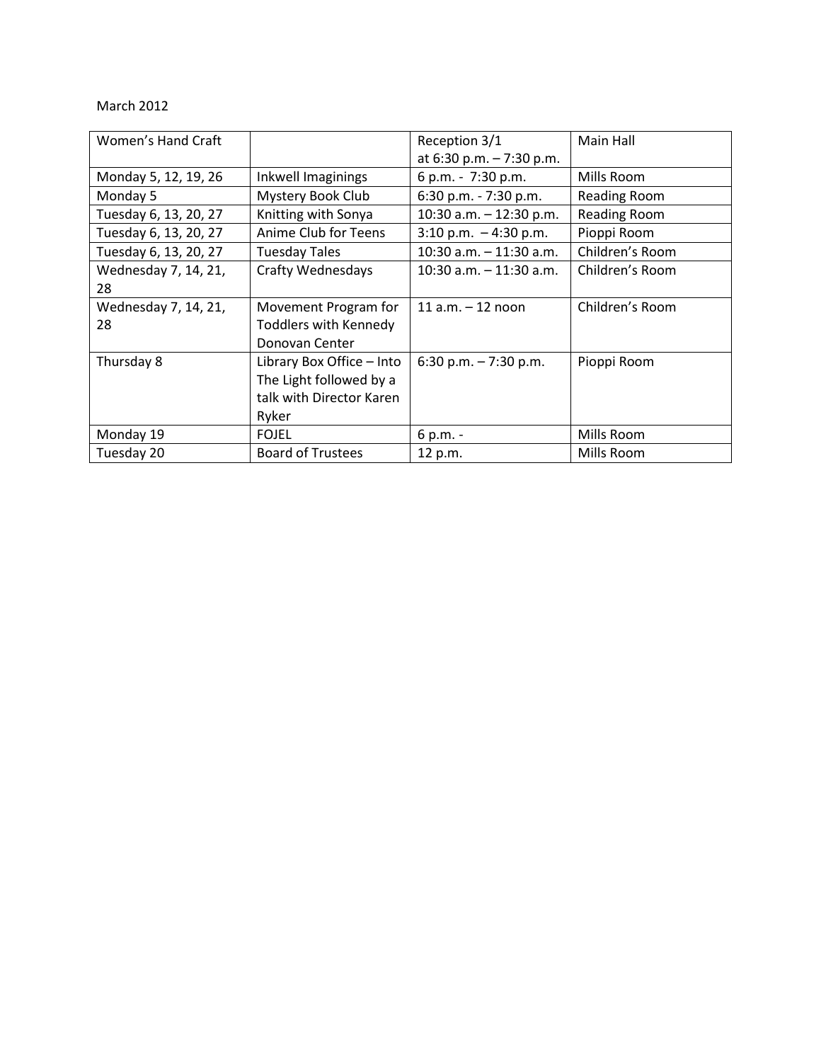March 2012

| | | | |
|---|---|---|---|
| Women's Hand Craft | | Reception 3/1 at 6:30 p.m. – 7:30 p.m. | Main Hall |
| Monday 5, 12, 19, 26 | Inkwell Imaginings | 6 p.m. - 7:30 p.m. | Mills Room |
| Monday 5 | Mystery Book Club | 6:30 p.m. - 7:30 p.m. | Reading Room |
| Tuesday 6, 13, 20, 27 | Knitting with Sonya | 10:30 a.m. – 12:30 p.m. | Reading Room |
| Tuesday 6, 13, 20, 27 | Anime Club for Teens | 3:10 p.m. – 4:30 p.m. | Pioppi Room |
| Tuesday 6, 13, 20, 27 | Tuesday Tales | 10:30 a.m. – 11:30 a.m. | Children's Room |
| Wednesday 7, 14, 21, 28 | Crafty Wednesdays | 10:30 a.m. – 11:30 a.m. | Children's Room |
| Wednesday 7, 14, 21, 28 | Movement Program for Toddlers with Kennedy Donovan Center | 11 a.m. – 12 noon | Children's Room |
| Thursday 8 | Library Box Office – Into The Light followed by a talk with Director Karen Ryker | 6:30 p.m. – 7:30 p.m. | Pioppi Room |
| Monday 19 | FOJEL | 6 p.m. - | Mills Room |
| Tuesday 20 | Board of Trustees | 12 p.m. | Mills Room |